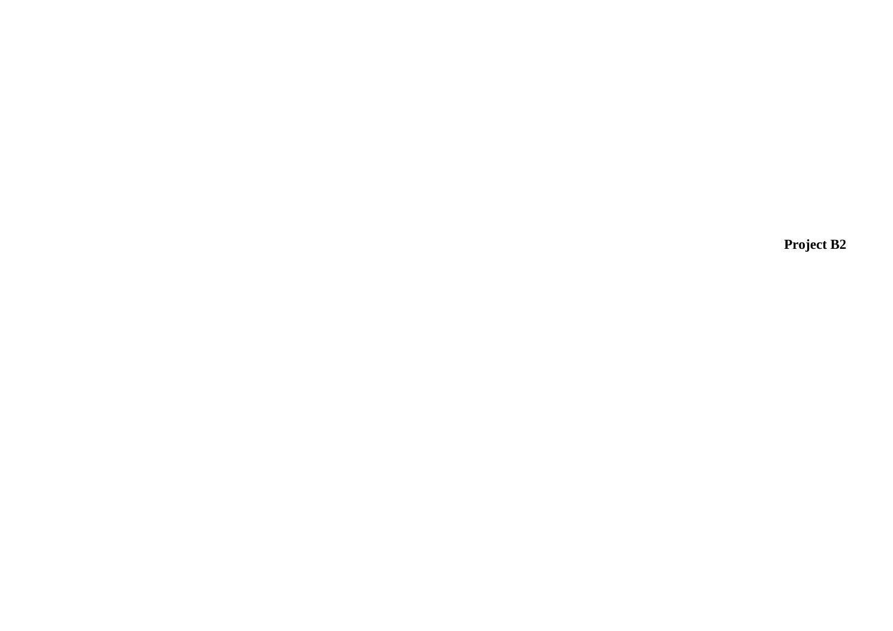**Project B2**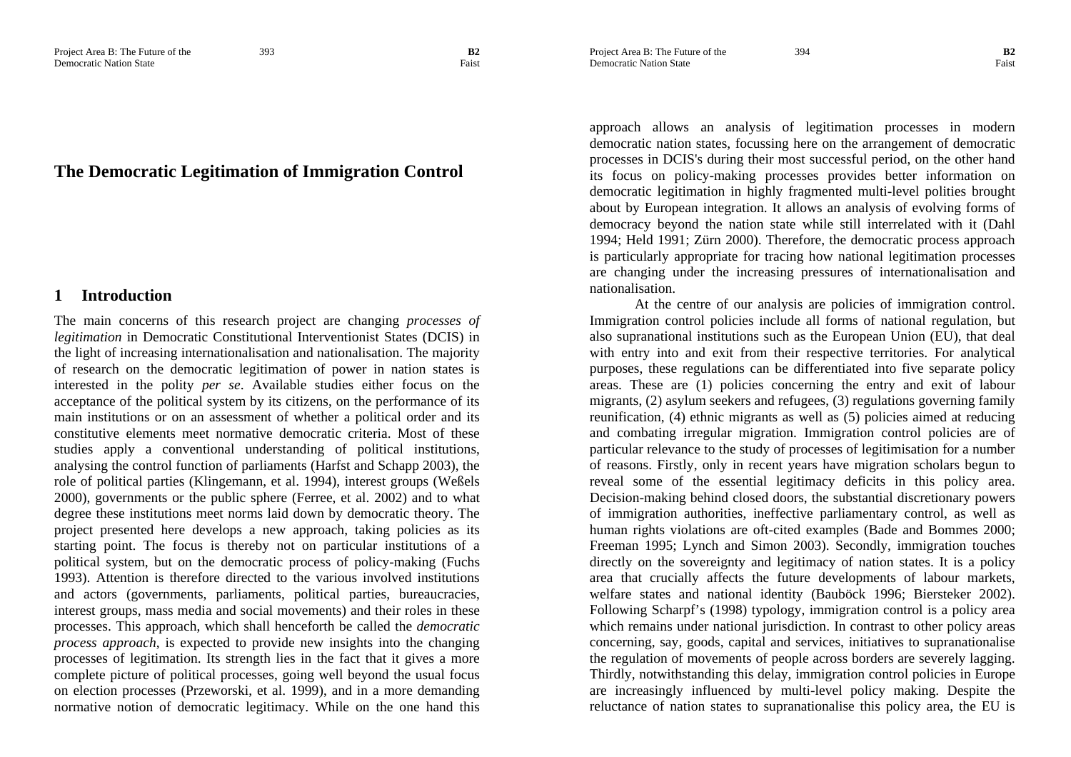# The Democratic Legitimation of Immigration Control

## 1 Introduction

The main concerns of this research project are changing *processes of legitimation* in Democratic Constitutional Interventionist States (DCIS) in the light of increasing internationalisation and nationalisation. The majority of research on the democratic legitimation of power in nation states is interested in the polity *per se*. Available studies either focus on the acceptance of the political system by its citizens, on the performance of its main institutions or on an assessment of whether a political order and its constitutive elements meet normative democratic criteria. Most of these studies apply a conventional understanding of political institutions, analysing the control function of parliaments (Harfst and Schapp 2003), the role of political parties (Klingemann, et al. 1994), interest groups (Weßels 2000), governments or the public sphere (Ferree, et al. 2002) and to what degree these institutions meet norms laid down by democratic theory. The project presented here develops a new approach, taking policies as its starting point. The focus is thereby not on particular institutions of a political system, but on the democratic process of policy-making (Fuchs 1993). Attention is therefore directed to the various involved institutions and actors (governments, parliaments, political parties, bureaucracies, interest groups, mass media and social movements) and their roles in these processes. This approach, which shall henceforth be called the *democratic process approach*, is expected to provide new insights into the changing processes of legitimation. Its strength lies in the fact that it gives a more complete picture of political processes, going well beyond the usual focus on election processes (Przeworski, et al. 1999), and in a more demanding normative notion of democratic legitimacy. While on the one hand this approach allows an analysis of legitimation processes in modern democratic nation states, focussing here on the arrangement of democratic processes in DCIS's during their most successful period, on the other hand its focus on policy-making processes provides better information on democratic legitimation in highly fragmented multi-level polities brought about by European integration. It allows an analysis of evolving forms of democracy beyond the nation state while still interrelated with it (Dahl 1994; Held 1991; Zürn 2000). Therefore, the democratic process approach is particularly appropriate for tracing how national legitimation processes are changing under the increasing pressures of internationalisation and nationalisation.

At the centre of our analysis are policies of immigration control. Immigration control policies include all forms of national regulation, but also supranational institutions such as the European Union (EU), that deal with entry into and exit from their respective territories. For analytical purposes, these regulations can be differentiated into five separate policy areas. These are (1) policies concerning the entry and exit of labour migrants, (2) asylum seekers and refugees, (3) regulations governing family reunification, (4) ethnic migrants as well as (5) policies aimed at reducing and combating irregular migration. Immigration control policies are of particular relevance to the study of processes of legitimisation for a number of reasons. Firstly, only in recent years have migration scholars begun to reveal some of the essential legitimacy deficits in this policy area. Decision-making behind closed doors, the substantial discretionary powers of immigration authorities, ineffective parliamentary control, as well as human rights violations are oft-cited examples (Bade and Bommes 2000; Freeman 1995; Lynch and Simon 2003). Secondly, immigration touches directly on the sovereignty and legitimacy of nation states. It is a policy area that crucially affects the future developments of labour markets, welfare states and national identity (Bauböck 1996; Biersteker 2002). Following Scharpf's (1998) typology, immigration control is a policy area which remains under national jurisdiction. In contrast to other policy areas concerning, say, goods, capital and services, initiatives to supranationalise the regulation of movements of people across borders are severely lagging. Thirdly, notwithstanding this delay, immigration control policies in Europe are increasingly influenced by multi-level policy making. Despite the reluctance of nation states to supranationalise this policy area, the EU is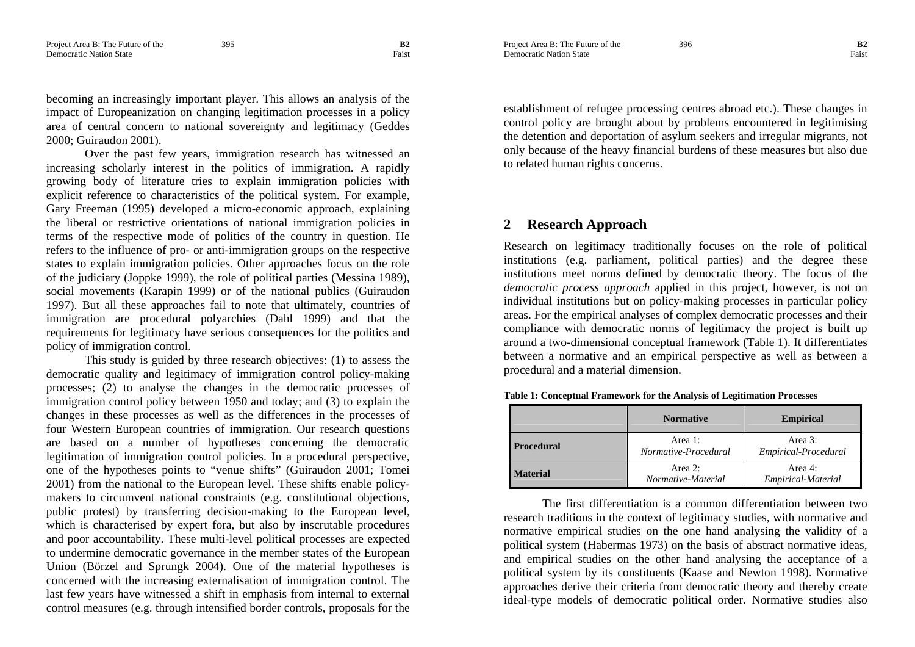becoming an increasingly important player. This allows an analysis of the impact of Europeanization on changing legitimation processes in a policy area of central concern to national sovereignty and legitimacy (Geddes 2000; Guiraudon 2001).

Over the past few years, immigration research has witnessed an increasing scholarly interest in the politics of immigration. A rapidly growing body of literature tries to explain immigration policies with explicit reference to characteristics of the political system. For example, Gary Freeman (1995) developed a micro-economic approach, explaining the liberal or restrictive orientations of national immigration policies in terms of the respective mode of politics of the country in question. He refers to the influence of pro- or anti-immigration groups on the respective states to explain immigration policies. Other approaches focus on the role of the judiciary (Joppke 1999), the role of political parties (Messina 1989), social movements (Karapin 1999) or of the national publics (Guiraudon 1997). But all these approaches fail to note that ultimately, countries of immigration are procedural polyarchies (Dahl 1999) and that the requirements for legitimacy have serious consequences for the politics and policy of immigration control.

This study is guided by three research objectives: (1) to assess the democratic quality and legitimacy of immigration control policy-making processes; (2) to analyse the changes in the democratic processes of immigration control policy between 1950 and today; and (3) to explain the changes in these processes as well as the differences in the processes of four Western European countries of immigration. Our research questions are based on a number of hypotheses concerning the democratic legitimation of immigration control policies. In a procedural perspective, one of the hypotheses points to "venue shifts" (Guiraudon 2001; Tomei 2001) from the national to the European level. These shifts enable policy-makers to circumvent national constraints (e.g. constitutional objections, public protest) by transferring decision-making to the European level, which is characterised by expert fora, but also by inscrutable procedures and poor accountability. These multi-level political processes are expected to undermine democratic governance in the member states of the European Union (Börzel and Sprungk 2004). One of the material hypotheses is concerned with the increasing externalisation of immigration control. The last few years have witnessed a shift in emphasis from internal to external control measures (e.g. through intensified border controls, proposals for the establishment of refugee processing centres abroad etc.). These changes in control policy are brought about by problems encountered in legitimising the detention and deportation of asylum seekers and irregular migrants, not only because of the heavy financial burdens of these measures but also due to related human rights concerns.

## 2 Research Approach

Research on legitimacy traditionally focuses on the role of political institutions (e.g. parliament, political parties) and the degree these institutions meet norms defined by democratic theory. The focus of the *democratic process approach* applied in this project, however, is not on individual institutions but on policy-making processes in particular policy areas. For the empirical analyses of complex democratic processes and their compliance with democratic norms of legitimacy the project is built up around a two-dimensional conceptual framework (Table 1). It differentiates between a normative and an empirical perspective as well as between a procedural and a material dimension.

**Table 1: Conceptual Framework for the Analysis of Legitimation Processes**

| | **Normative** | **Empirical** |
|---|---|---|
| **Procedural** | Area 1: *Normative-Procedural* | Area 3: *Empirical-Procedural* |
| **Material** | Area 2: *Normative-Material* | Area 4: *Empirical-Material* |

The first differentiation is a common differentiation between two research traditions in the context of legitimacy studies, with normative and normative empirical studies on the one hand analysing the validity of a political system (Habermas 1973) on the basis of abstract normative ideas, and empirical studies on the other hand analysing the acceptance of a political system by its constituents (Kaase and Newton 1998). Normative approaches derive their criteria from democratic theory and thereby create ideal-type models of democratic political order. Normative studies also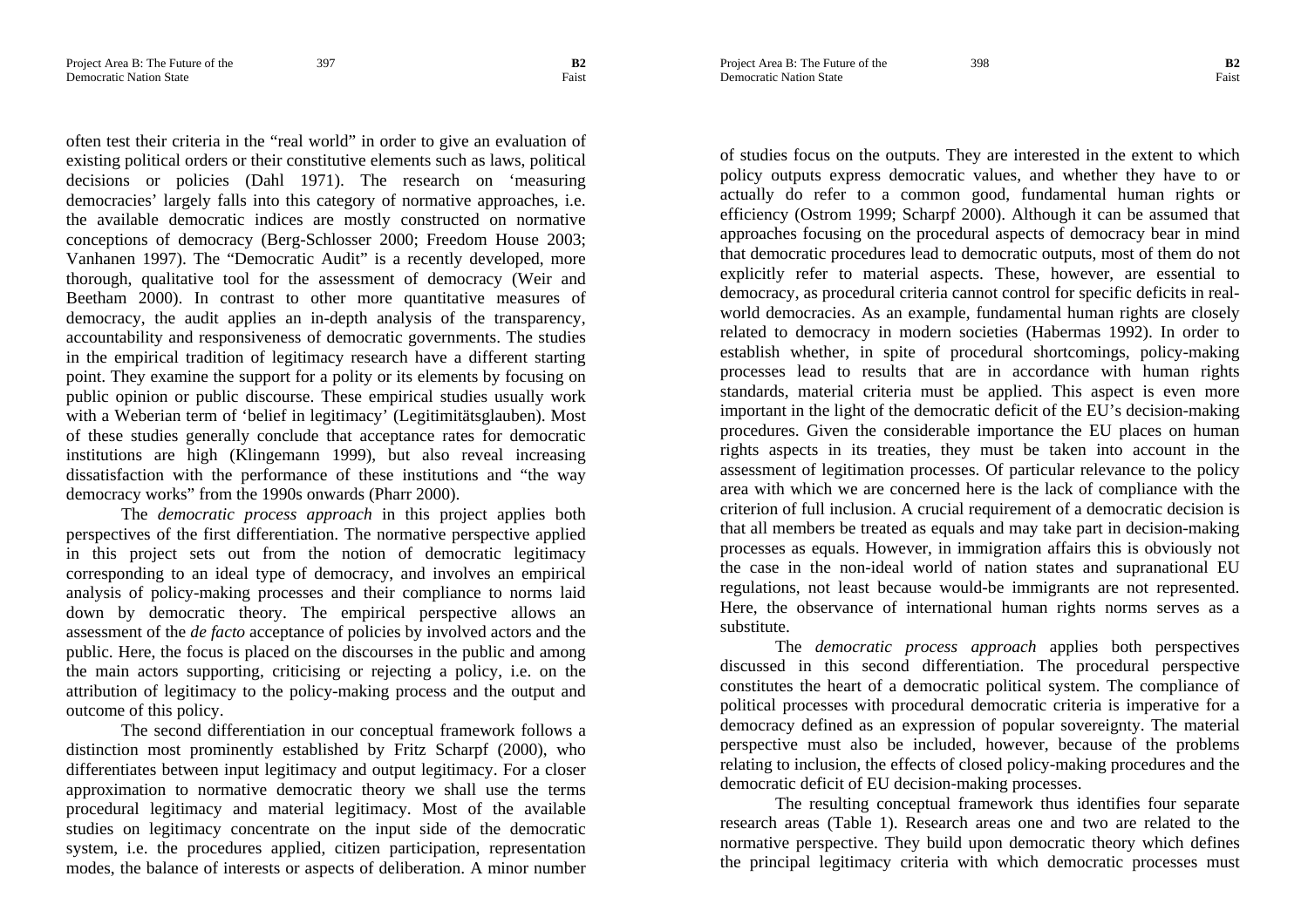often test their criteria in the "real world" in order to give an evaluation of existing political orders or their constitutive elements such as laws, political decisions or policies (Dahl 1971). The research on 'measuring democracies' largely falls into this category of normative approaches, i.e. the available democratic indices are mostly constructed on normative conceptions of democracy (Berg-Schlosser 2000; Freedom House 2003; Vanhanen 1997). The "Democratic Audit" is a recently developed, more thorough, qualitative tool for the assessment of democracy (Weir and Beetham 2000). In contrast to other more quantitative measures of democracy, the audit applies an in-depth analysis of the transparency, accountability and responsiveness of democratic governments. The studies in the empirical tradition of legitimacy research have a different starting point. They examine the support for a polity or its elements by focusing on public opinion or public discourse. These empirical studies usually work with a Weberian term of 'belief in legitimacy' (Legitimitätsglauben). Most of these studies generally conclude that acceptance rates for democratic institutions are high (Klingemann 1999), but also reveal increasing dissatisfaction with the performance of these institutions and "the way democracy works" from the 1990s onwards (Pharr 2000).

The *democratic process approach* in this project applies both perspectives of the first differentiation. The normative perspective applied in this project sets out from the notion of democratic legitimacy corresponding to an ideal type of democracy, and involves an empirical analysis of policy-making processes and their compliance to norms laid down by democratic theory. The empirical perspective allows an assessment of the *de facto* acceptance of policies by involved actors and the public. Here, the focus is placed on the discourses in the public and among the main actors supporting, criticising or rejecting a policy, i.e. on the attribution of legitimacy to the policy-making process and the output and outcome of this policy.

The second differentiation in our conceptual framework follows a distinction most prominently established by Fritz Scharpf (2000), who differentiates between input legitimacy and output legitimacy. For a closer approximation to normative democratic theory we shall use the terms procedural legitimacy and material legitimacy. Most of the available studies on legitimacy concentrate on the input side of the democratic system, i.e. the procedures applied, citizen participation, representation modes, the balance of interests or aspects of deliberation. A minor number of studies focus on the outputs. They are interested in the extent to which policy outputs express democratic values, and whether they have to or actually do refer to a common good, fundamental human rights or efficiency (Ostrom 1999; Scharpf 2000). Although it can be assumed that approaches focusing on the procedural aspects of democracy bear in mind that democratic procedures lead to democratic outputs, most of them do not explicitly refer to material aspects. These, however, are essential to democracy, as procedural criteria cannot control for specific deficits in real-world democracies. As an example, fundamental human rights are closely related to democracy in modern societies (Habermas 1992). In order to establish whether, in spite of procedural shortcomings, policy-making processes lead to results that are in accordance with human rights standards, material criteria must be applied. This aspect is even more important in the light of the democratic deficit of the EU's decision-making procedures. Given the considerable importance the EU places on human rights aspects in its treaties, they must be taken into account in the assessment of legitimation processes. Of particular relevance to the policy area with which we are concerned here is the lack of compliance with the criterion of full inclusion. A crucial requirement of a democratic decision is that all members be treated as equals and may take part in decision-making processes as equals. However, in immigration affairs this is obviously not the case in the non-ideal world of nation states and supranational EU regulations, not least because would-be immigrants are not represented. Here, the observance of international human rights norms serves as a substitute.

The *democratic process approach* applies both perspectives discussed in this second differentiation. The procedural perspective constitutes the heart of a democratic political system. The compliance of political processes with procedural democratic criteria is imperative for a democracy defined as an expression of popular sovereignty. The material perspective must also be included, however, because of the problems relating to inclusion, the effects of closed policy-making procedures and the democratic deficit of EU decision-making processes.

The resulting conceptual framework thus identifies four separate research areas (Table 1). Research areas one and two are related to the normative perspective. They build upon democratic theory which defines the principal legitimacy criteria with which democratic processes must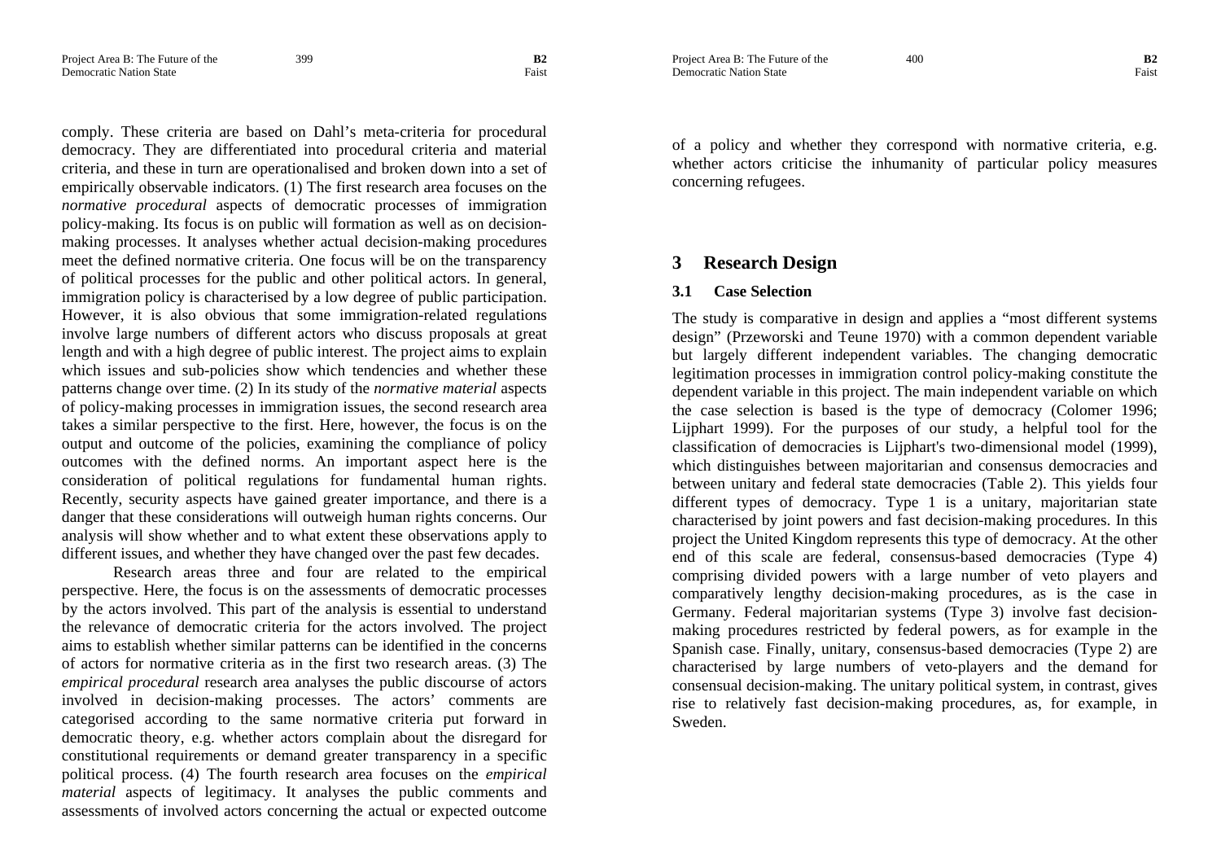comply. These criteria are based on Dahl's meta-criteria for procedural democracy. They are differentiated into procedural criteria and material criteria, and these in turn are operationalised and broken down into a set of empirically observable indicators. (1) The first research area focuses on the *normative procedural* aspects of democratic processes of immigration policy-making. Its focus is on public will formation as well as on decision-making processes. It analyses whether actual decision-making procedures meet the defined normative criteria. One focus will be on the transparency of political processes for the public and other political actors. In general, immigration policy is characterised by a low degree of public participation. However, it is also obvious that some immigration-related regulations involve large numbers of different actors who discuss proposals at great length and with a high degree of public interest. The project aims to explain which issues and sub-policies show which tendencies and whether these patterns change over time. (2) In its study of the *normative material* aspects of policy-making processes in immigration issues, the second research area takes a similar perspective to the first. Here, however, the focus is on the output and outcome of the policies, examining the compliance of policy outcomes with the defined norms. An important aspect here is the consideration of political regulations for fundamental human rights. Recently, security aspects have gained greater importance, and there is a danger that these considerations will outweigh human rights concerns. Our analysis will show whether and to what extent these observations apply to different issues, and whether they have changed over the past few decades.

Research areas three and four are related to the empirical perspective. Here, the focus is on the assessments of democratic processes by the actors involved. This part of the analysis is essential to understand the relevance of democratic criteria for the actors involved. The project aims to establish whether similar patterns can be identified in the concerns of actors for normative criteria as in the first two research areas. (3) The *empirical procedural* research area analyses the public discourse of actors involved in decision-making processes. The actors' comments are categorised according to the same normative criteria put forward in democratic theory, e.g. whether actors complain about the disregard for constitutional requirements or demand greater transparency in a specific political process. (4) The fourth research area focuses on the *empirical material* aspects of legitimacy. It analyses the public comments and assessments of involved actors concerning the actual or expected outcome of a policy and whether they correspond with normative criteria, e.g. whether actors criticise the inhumanity of particular policy measures concerning refugees.

## 3 Research Design

### 3.1 Case Selection

The study is comparative in design and applies a "most different systems design" (Przeworski and Teune 1970) with a common dependent variable but largely different independent variables. The changing democratic legitimation processes in immigration control policy-making constitute the dependent variable in this project. The main independent variable on which the case selection is based is the type of democracy (Colomer 1996; Lijphart 1999). For the purposes of our study, a helpful tool for the classification of democracies is Lijphart's two-dimensional model (1999), which distinguishes between majoritarian and consensus democracies and between unitary and federal state democracies (Table 2). This yields four different types of democracy. Type 1 is a unitary, majoritarian state characterised by joint powers and fast decision-making procedures. In this project the United Kingdom represents this type of democracy. At the other end of this scale are federal, consensus-based democracies (Type 4) comprising divided powers with a large number of veto players and comparatively lengthy decision-making procedures, as is the case in Germany. Federal majoritarian systems (Type 3) involve fast decision-making procedures restricted by federal powers, as for example in the Spanish case. Finally, unitary, consensus-based democracies (Type 2) are characterised by large numbers of veto-players and the demand for consensual decision-making. The unitary political system, in contrast, gives rise to relatively fast decision-making procedures, as, for example, in Sweden.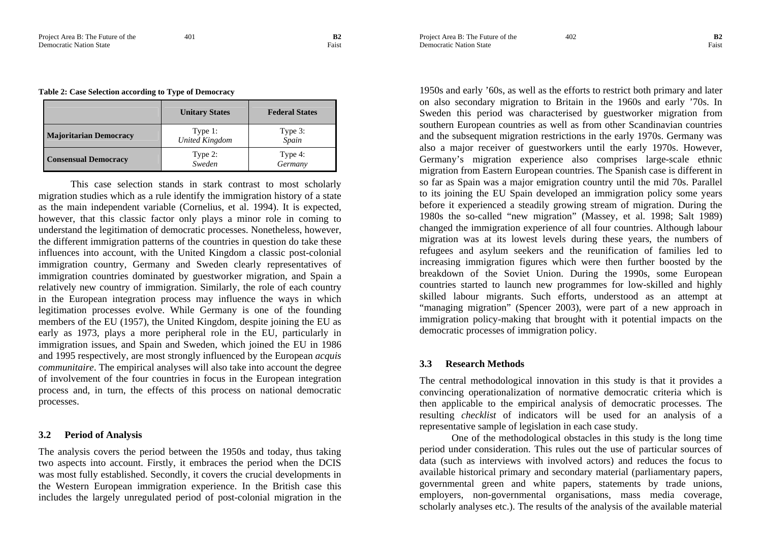**Table 2: Case Selection according to Type of Democracy**

| | Unitary States | Federal States |
|---|---|---|
| **Majoritarian Democracy** | Type 1: *United Kingdom* | Type 3: *Spain* |
| **Consensual Democracy** | Type 2: *Sweden* | Type 4: *Germany* |

This case selection stands in stark contrast to most scholarly migration studies which as a rule identify the immigration history of a state as the main independent variable (Cornelius, et al. 1994). It is expected, however, that this classic factor only plays a minor role in coming to understand the legitimation of democratic processes. Nonetheless, however, the different immigration patterns of the countries in question do take these influences into account, with the United Kingdom a classic post-colonial immigration country, Germany and Sweden clearly representatives of immigration countries dominated by guestworker migration, and Spain a relatively new country of immigration. Similarly, the role of each country in the European integration process may influence the ways in which legitimation processes evolve. While Germany is one of the founding members of the EU (1957), the United Kingdom, despite joining the EU as early as 1973, plays a more peripheral role in the EU, particularly in immigration issues, and Spain and Sweden, which joined the EU in 1986 and 1995 respectively, are most strongly influenced by the European *acquis communitaire*. The empirical analyses will also take into account the degree of involvement of the four countries in focus in the European integration process and, in turn, the effects of this process on national democratic processes.

### 3.2 Period of Analysis

The analysis covers the period between the 1950s and today, thus taking two aspects into account. Firstly, it embraces the period when the DCIS was most fully established. Secondly, it covers the crucial developments in the Western European immigration experience. In the British case this includes the largely unregulated period of post-colonial migration in the 1950s and early '60s, as well as the efforts to restrict both primary and later on also secondary migration to Britain in the 1960s and early '70s. In Sweden this period was characterised by guestworker migration from southern European countries as well as from other Scandinavian countries and the subsequent migration restrictions in the early 1970s. Germany was also a major receiver of guestworkers until the early 1970s. However, Germany's migration experience also comprises large-scale ethnic migration from Eastern European countries. The Spanish case is different in so far as Spain was a major emigration country until the mid 70s. Parallel to its joining the EU Spain developed an immigration policy some years before it experienced a steadily growing stream of migration. During the 1980s the so-called "new migration" (Massey, et al. 1998; Salt 1989) changed the immigration experience of all four countries. Although labour migration was at its lowest levels during these years, the numbers of refugees and asylum seekers and the reunification of families led to increasing immigration figures which were then further boosted by the breakdown of the Soviet Union. During the 1990s, some European countries started to launch new programmes for low-skilled and highly skilled labour migrants. Such efforts, understood as an attempt at "managing migration" (Spencer 2003), were part of a new approach in immigration policy-making that brought with it potential impacts on the democratic processes of immigration policy.

### 3.3 Research Methods

The central methodological innovation in this study is that it provides a convincing operationalization of normative democratic criteria which is then applicable to the empirical analysis of democratic processes. The resulting *checklist* of indicators will be used for an analysis of a representative sample of legislation in each case study.

One of the methodological obstacles in this study is the long time period under consideration. This rules out the use of particular sources of data (such as interviews with involved actors) and reduces the focus to available historical primary and secondary material (parliamentary papers, governmental green and white papers, statements by trade unions, employers, non-governmental organisations, mass media coverage, scholarly analyses etc.). The results of the analysis of the available material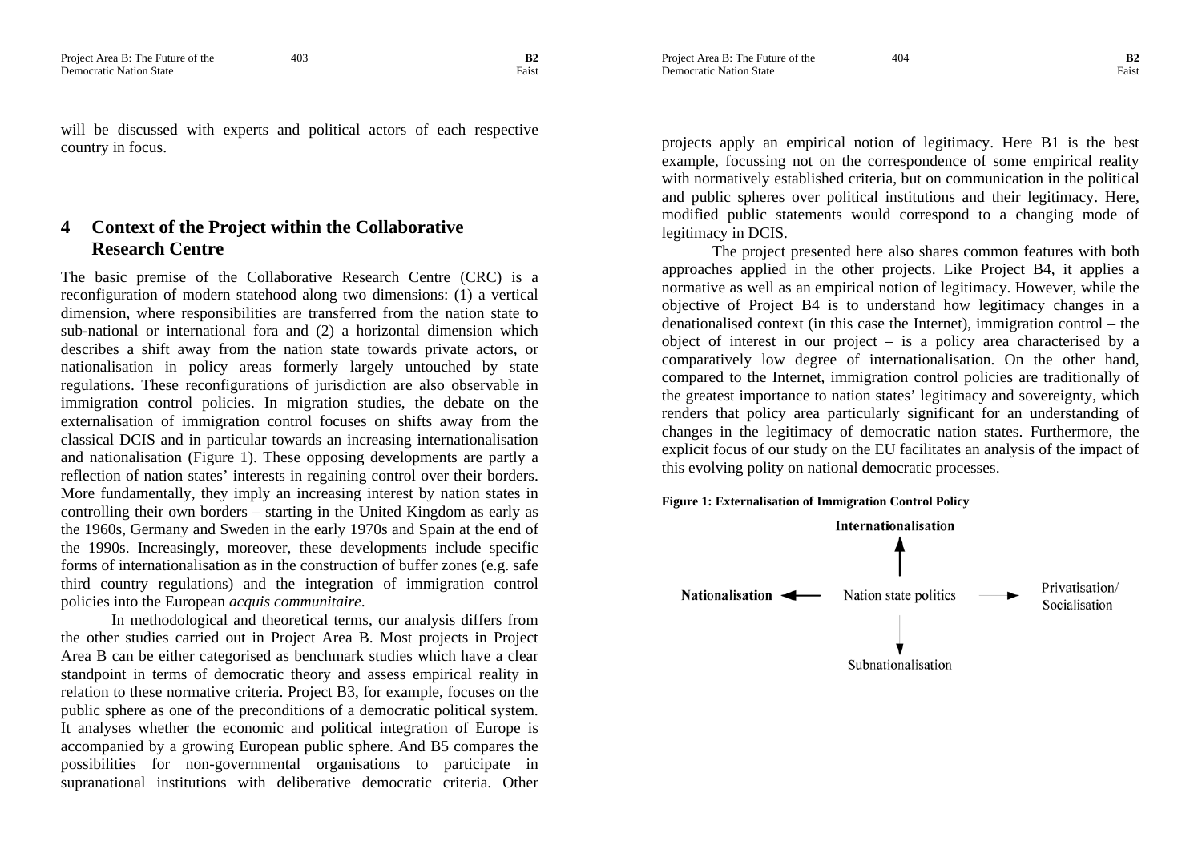will be discussed with experts and political actors of each respective country in focus.

## 4 Context of the Project within the Collaborative Research Centre

The basic premise of the Collaborative Research Centre (CRC) is a reconfiguration of modern statehood along two dimensions: (1) a vertical dimension, where responsibilities are transferred from the nation state to sub-national or international fora and (2) a horizontal dimension which describes a shift away from the nation state towards private actors, or nationalisation in policy areas formerly largely untouched by state regulations. These reconfigurations of jurisdiction are also observable in immigration control policies. In migration studies, the debate on the externalisation of immigration control focuses on shifts away from the classical DCIS and in particular towards an increasing internationalisation and nationalisation (Figure 1). These opposing developments are partly a reflection of nation states' interests in regaining control over their borders. More fundamentally, they imply an increasing interest by nation states in controlling their own borders – starting in the United Kingdom as early as the 1960s, Germany and Sweden in the early 1970s and Spain at the end of the 1990s. Increasingly, moreover, these developments include specific forms of internationalisation as in the construction of buffer zones (e.g. safe third country regulations) and the integration of immigration control policies into the European *acquis communitaire*.

In methodological and theoretical terms, our analysis differs from the other studies carried out in Project Area B. Most projects in Project Area B can be either categorised as benchmark studies which have a clear standpoint in terms of democratic theory and assess empirical reality in relation to these normative criteria. Project B3, for example, focuses on the public sphere as one of the preconditions of a democratic political system. It analyses whether the economic and political integration of Europe is accompanied by a growing European public sphere. And B5 compares the possibilities for non-governmental organisations to participate in supranational institutions with deliberative democratic criteria. Other projects apply an empirical notion of legitimacy. Here B1 is the best example, focussing not on the correspondence of some empirical reality with normatively established criteria, but on communication in the political and public spheres over political institutions and their legitimacy. Here, modified public statements would correspond to a changing mode of legitimacy in DCIS.

The project presented here also shares common features with both approaches applied in the other projects. Like Project B4, it applies a normative as well as an empirical notion of legitimacy. However, while the objective of Project B4 is to understand how legitimacy changes in a denationalised context (in this case the Internet), immigration control – the object of interest in our project – is a policy area characterised by a comparatively low degree of internationalisation. On the other hand, compared to the Internet, immigration control policies are traditionally of the greatest importance to nation states' legitimacy and sovereignty, which renders that policy area particularly significant for an understanding of changes in the legitimacy of democratic nation states. Furthermore, the explicit focus of our study on the EU facilitates an analysis of the impact of this evolving polity on national democratic processes.

**Figure 1: Externalisation of Immigration Control Policy**

Internationalisation

Nationalisation ← Nation state politics → Privatisation/ Socialisation

Subnationalisation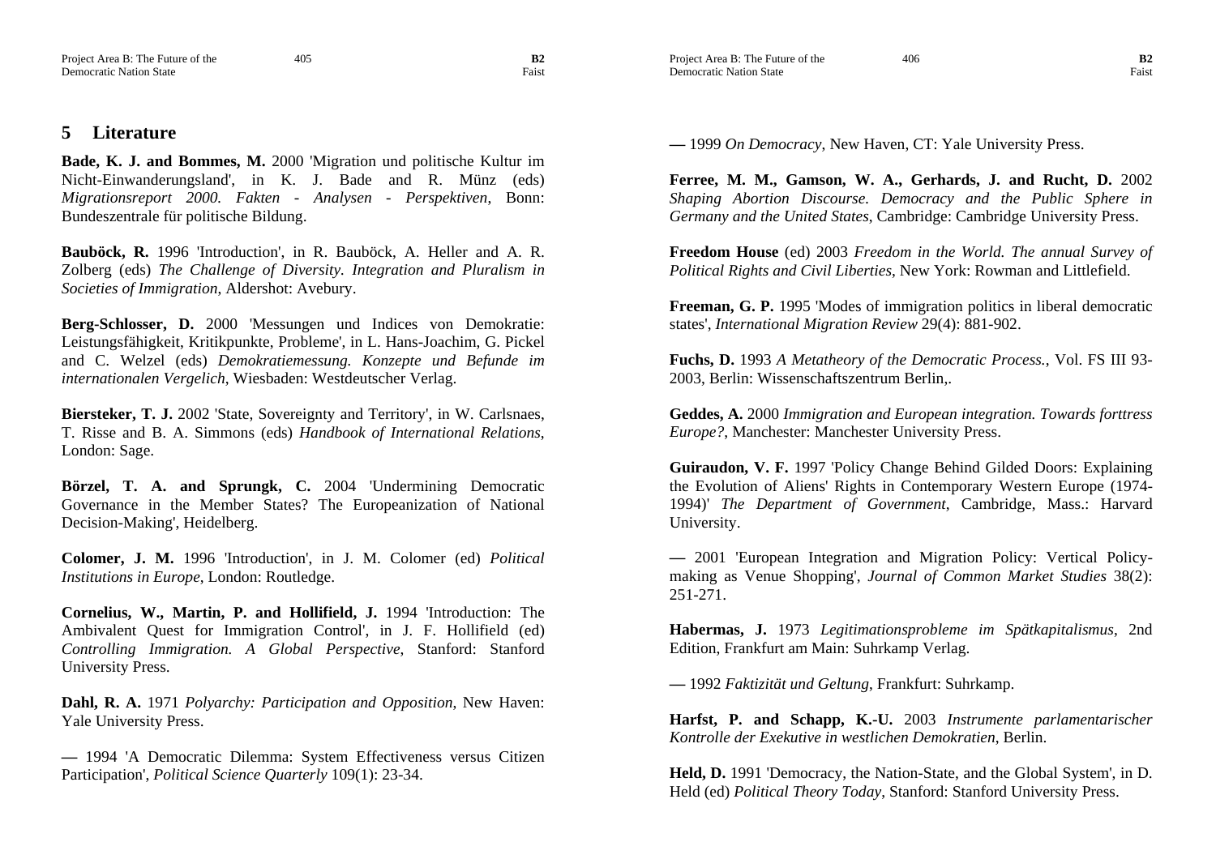## 5 Literature

**Bade, K. J. and Bommes, M.** 2000 'Migration und politische Kultur im Nicht-Einwanderungsland', in K. J. Bade and R. Münz (eds) *Migrationsreport 2000. Fakten - Analysen - Perspektiven*, Bonn: Bundeszentrale für politische Bildung.

**Bauböck, R.** 1996 'Introduction', in R. Bauböck, A. Heller and A. R. Zolberg (eds) *The Challenge of Diversity. Integration and Pluralism in Societies of Immigration*, Aldershot: Avebury.

**Berg-Schlosser, D.** 2000 'Messungen und Indices von Demokratie: Leistungsfähigkeit, Kritikpunkte, Probleme', in L. Hans-Joachim, G. Pickel and C. Welzel (eds) *Demokratiemessung. Konzepte und Befunde im internationalen Vergelich*, Wiesbaden: Westdeutscher Verlag.

**Biersteker, T. J.** 2002 'State, Sovereignty and Territory', in W. Carlsnaes, T. Risse and B. A. Simmons (eds) *Handbook of International Relations*, London: Sage.

**Börzel, T. A. and Sprungk, C.** 2004 'Undermining Democratic Governance in the Member States? The Europeanization of National Decision-Making', Heidelberg.

**Colomer, J. M.** 1996 'Introduction', in J. M. Colomer (ed) *Political Institutions in Europe*, London: Routledge.

**Cornelius, W., Martin, P. and Hollifield, J.** 1994 'Introduction: The Ambivalent Quest for Immigration Control', in J. F. Hollifield (ed) *Controlling Immigration. A Global Perspective*, Stanford: Stanford University Press.

**Dahl, R. A.** 1971 *Polyarchy: Participation and Opposition*, New Haven: Yale University Press.

**—** 1994 'A Democratic Dilemma: System Effectiveness versus Citizen Participation', *Political Science Quarterly* 109(1): 23-34.

**—** 1999 *On Democracy*, New Haven, CT: Yale University Press.

**Ferree, M. M., Gamson, W. A., Gerhards, J. and Rucht, D.** 2002 *Shaping Abortion Discourse. Democracy and the Public Sphere in Germany and the United States*, Cambridge: Cambridge University Press.

**Freedom House** (ed) 2003 *Freedom in the World. The annual Survey of Political Rights and Civil Liberties*, New York: Rowman and Littlefield.

**Freeman, G. P.** 1995 'Modes of immigration politics in liberal democratic states', *International Migration Review* 29(4): 881-902.

**Fuchs, D.** 1993 *A Metatheory of the Democratic Process.*, Vol. FS III 93-2003, Berlin: Wissenschaftszentrum Berlin,.

**Geddes, A.** 2000 *Immigration and European integration. Towards forttress Europe?*, Manchester: Manchester University Press.

**Guiraudon, V. F.** 1997 'Policy Change Behind Gilded Doors: Explaining the Evolution of Aliens' Rights in Contemporary Western Europe (1974-1994)' *The Department of Government*, Cambridge, Mass.: Harvard University.

**—** 2001 'European Integration and Migration Policy: Vertical Policy-making as Venue Shopping', *Journal of Common Market Studies* 38(2): 251-271.

**Habermas, J.** 1973 *Legitimationsprobleme im Spätkapitalismus*, 2nd Edition, Frankfurt am Main: Suhrkamp Verlag.

**—** 1992 *Faktizität und Geltung*, Frankfurt: Suhrkamp.

**Harfst, P. and Schapp, K.-U.** 2003 *Instrumente parlamentarischer Kontrolle der Exekutive in westlichen Demokratien*, Berlin.

**Held, D.** 1991 'Democracy, the Nation-State, and the Global System', in D. Held (ed) *Political Theory Today*, Stanford: Stanford University Press.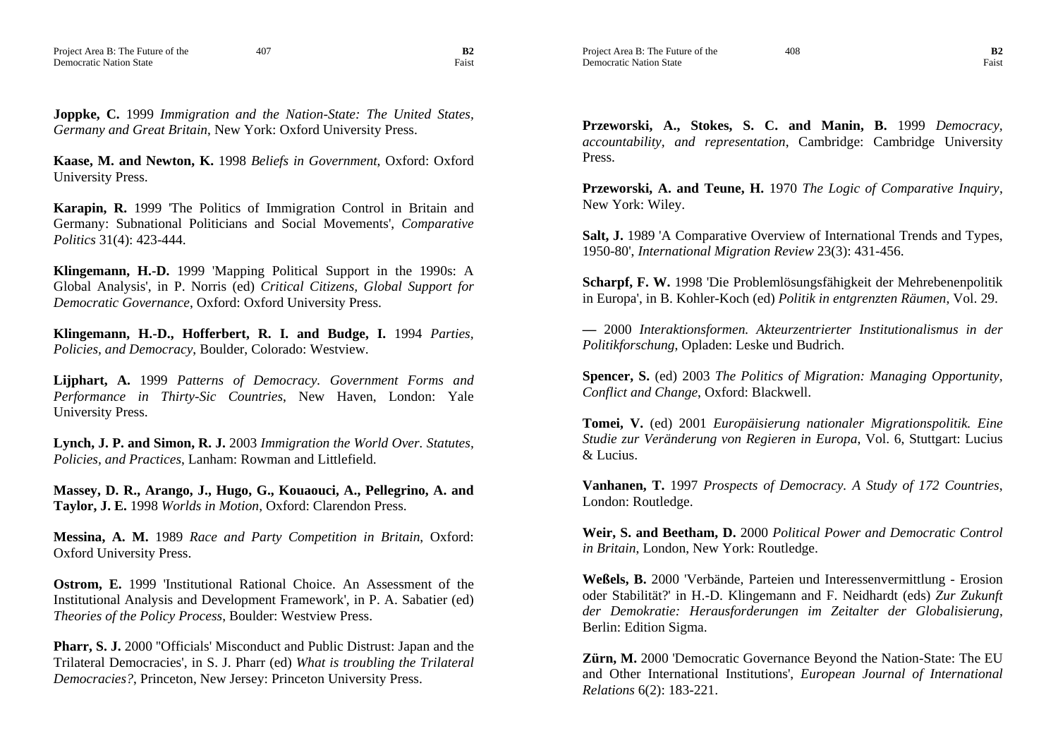**Joppke, C.** 1999 *Immigration and the Nation-State: The United States, Germany and Great Britain*, New York: Oxford University Press.

**Kaase, M. and Newton, K.** 1998 *Beliefs in Government*, Oxford: Oxford University Press.

**Karapin, R.** 1999 'The Politics of Immigration Control in Britain and Germany: Subnational Politicians and Social Movements', *Comparative Politics* 31(4): 423-444.

**Klingemann, H.-D.** 1999 'Mapping Political Support in the 1990s: A Global Analysis', in P. Norris (ed) *Critical Citizens, Global Support for Democratic Governance*, Oxford: Oxford University Press.

**Klingemann, H.-D., Hofferbert, R. I. and Budge, I.** 1994 *Parties, Policies, and Democracy*, Boulder, Colorado: Westview.

**Lijphart, A.** 1999 *Patterns of Democracy. Government Forms and Performance in Thirty-Sic Countries*, New Haven, London: Yale University Press.

**Lynch, J. P. and Simon, R. J.** 2003 *Immigration the World Over. Statutes, Policies, and Practices*, Lanham: Rowman and Littlefield.

**Massey, D. R., Arango, J., Hugo, G., Kouaouci, A., Pellegrino, A. and Taylor, J. E.** 1998 *Worlds in Motion*, Oxford: Clarendon Press.

**Messina, A. M.** 1989 *Race and Party Competition in Britain*, Oxford: Oxford University Press.

**Ostrom, E.** 1999 'Institutional Rational Choice. An Assessment of the Institutional Analysis and Development Framework', in P. A. Sabatier (ed) *Theories of the Policy Process*, Boulder: Westview Press.

**Pharr, S. J.** 2000 ''Officials' Misconduct and Public Distrust: Japan and the Trilateral Democracies', in S. J. Pharr (ed) *What is troubling the Trilateral Democracies?*, Princeton, New Jersey: Princeton University Press.

**Przeworski, A., Stokes, S. C. and Manin, B.** 1999 *Democracy, accountability, and representation*, Cambridge: Cambridge University Press.

**Przeworski, A. and Teune, H.** 1970 *The Logic of Comparative Inquiry*, New York: Wiley.

**Salt, J.** 1989 'A Comparative Overview of International Trends and Types, 1950-80', *International Migration Review* 23(3): 431-456.

**Scharpf, F. W.** 1998 'Die Problemlösungsfähigkeit der Mehrebenenpolitik in Europa', in B. Kohler-Koch (ed) *Politik in entgrenzten Räumen*, Vol. 29.

**—** 2000 *Interaktionsformen. Akteurzentrierter Institutionalismus in der Politikforschung*, Opladen: Leske und Budrich.

**Spencer, S.** (ed) 2003 *The Politics of Migration: Managing Opportunity, Conflict and Change*, Oxford: Blackwell.

**Tomei, V.** (ed) 2001 *Europäisierung nationaler Migrationspolitik. Eine Studie zur Veränderung von Regieren in Europa*, Vol. 6, Stuttgart: Lucius & Lucius.

**Vanhanen, T.** 1997 *Prospects of Democracy. A Study of 172 Countries*, London: Routledge.

**Weir, S. and Beetham, D.** 2000 *Political Power and Democratic Control in Britain*, London, New York: Routledge.

**Weßels, B.** 2000 'Verbände, Parteien und Interessenvermittlung - Erosion oder Stabilität?' in H.-D. Klingemann and F. Neidhardt (eds) *Zur Zukunft der Demokratie: Herausforderungen im Zeitalter der Globalisierung*, Berlin: Edition Sigma.

**Zürn, M.** 2000 'Democratic Governance Beyond the Nation-State: The EU and Other International Institutions', *European Journal of International Relations* 6(2): 183-221.